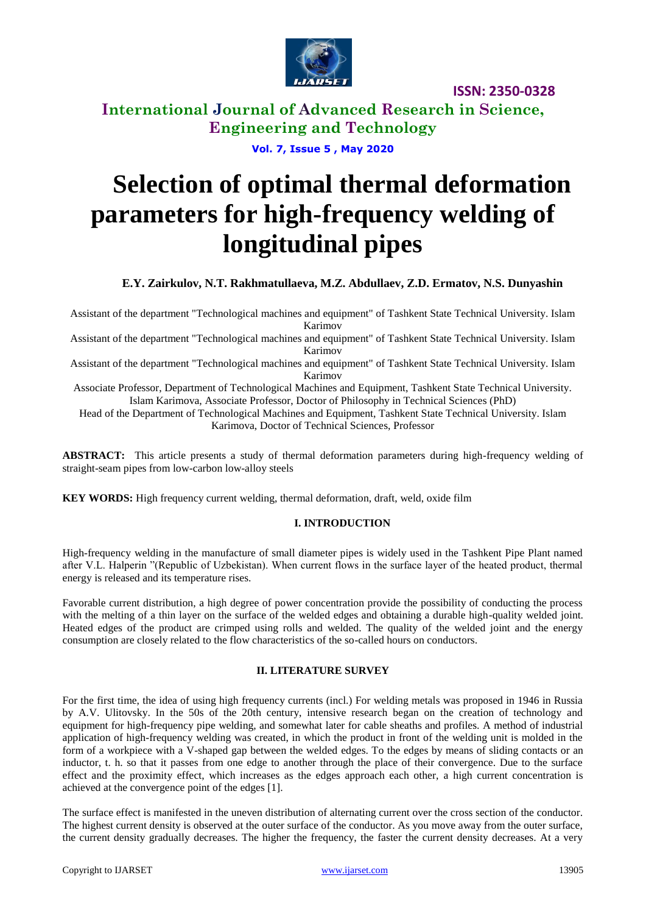# Selection of optimal thermal deformation parameters for high-frequency welding of longitudinal pipes

**E.Y. Zairkulov, N.T. Rakhmatullaeva, M.Z. Abdullaev, Z.D. Ermatov, N.S. Dunyashin**

Assistant of the department "Technological machines and equipment" of Tashkent State Technical University. Islam Karimov

Assistant of the department "Technological machines and equipment" of Tashkent State Technical University. Islam Karimov

Assistant of the department "Technological machines and equipment" of Tashkent State Technical University. Islam Karimov

Associate Professor, Department of Technological Machines and Equipment, Tashkent State Technical University. Islam Karimova, Associate Professor, Doctor of Philosophy in Technical Sciences (PhD)

Head of the Department of Technological Machines and Equipment, Tashkent State Technical University. Islam Karimova, Doctor of Technical Sciences, Professor

**ABSTRACT:** This article presents a study of thermal deformation parameters during high-frequency welding of straight-seam pipes from low-carbon low-alloy steels

**KEY WORDS:** High frequency current welding, thermal deformation, draft, weld, oxide film

## I. INTRODUCTION

High-frequency welding in the manufacture of small diameter pipes is widely used in the Tashkent Pipe Plant named after V.L. Halperin "(Republic of Uzbekistan). When current flows in the surface layer of the heated product, thermal energy is released and its temperature rises.

Favorable current distribution, a high degree of power concentration provide the possibility of conducting the process with the melting of a thin layer on the surface of the welded edges and obtaining a durable high-quality welded joint. Heated edges of the product are crimped using rolls and welded. The quality of the welded joint and the energy consumption are closely related to the flow characteristics of the so-called hours on conductors.

## II. LITERATURE SURVEY

For the first time, the idea of using high frequency currents (incl.) For welding metals was proposed in 1946 in Russia by A.V. Ulitovsky. In the 50s of the 20th century, intensive research began on the creation of technology and equipment for high-frequency pipe welding, and somewhat later for cable sheaths and profiles. A method of industrial application of high-frequency welding was created, in which the product in front of the welding unit is molded in the form of a workpiece with a V-shaped gap between the welded edges. To the edges by means of sliding contacts or an inductor, t. h. so that it passes from one edge to another through the place of their convergence. Due to the surface effect and the proximity effect, which increases as the edges approach each other, a high current concentration is achieved at the convergence point of the edges [1].

The surface effect is manifested in the uneven distribution of alternating current over the cross section of the conductor. The highest current density is observed at the outer surface of the conductor. As you move away from the outer surface, the current density gradually decreases. The higher the frequency, the faster the current density decreases. At a very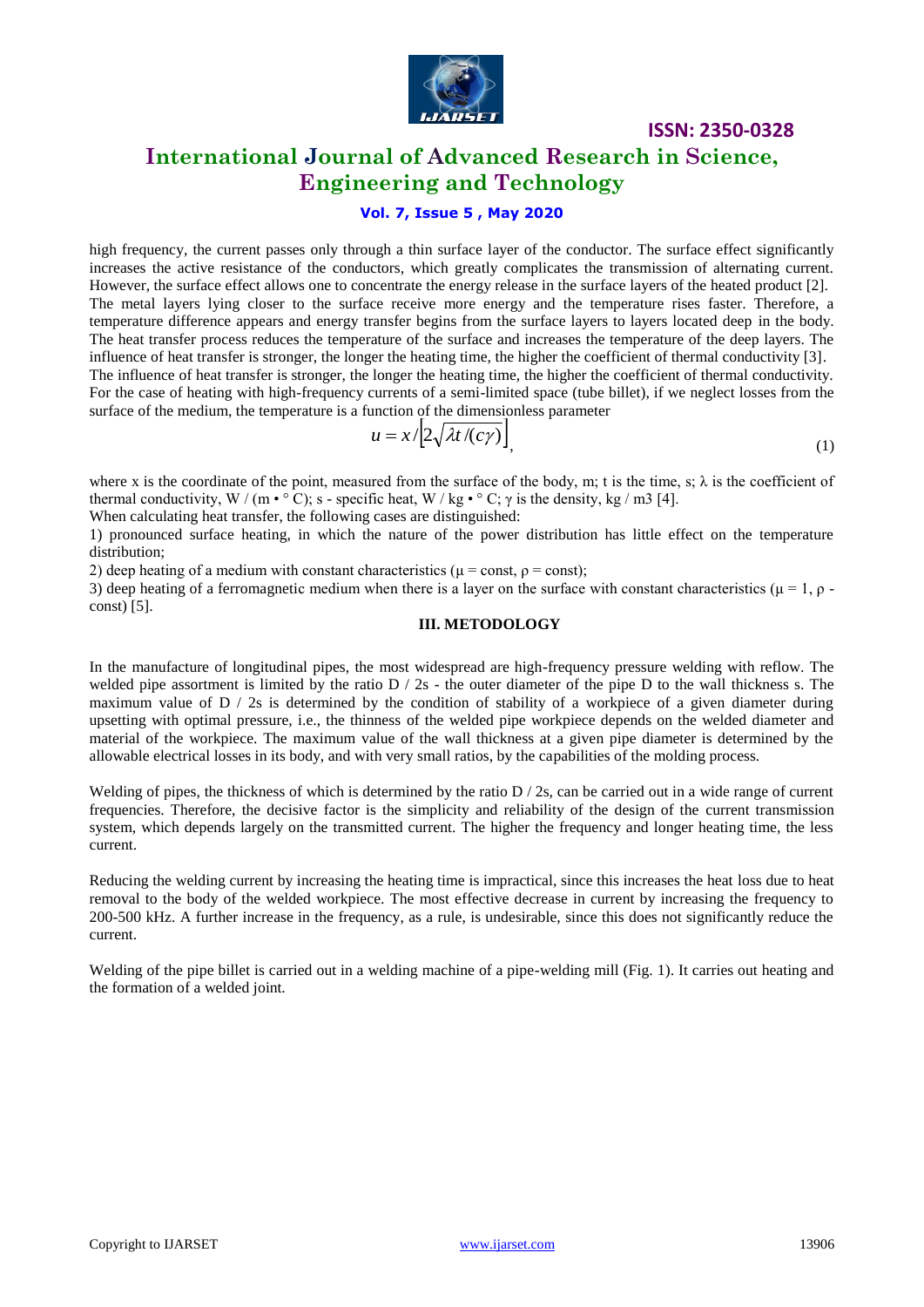high frequency, the current passes only through a thin surface layer of the conductor. The surface effect significantly increases the active resistance of the conductors, which greatly complicates the transmission of alternating current. However, the surface effect allows one to concentrate the energy release in the surface layers of the heated product [2].
The metal layers lying closer to the surface receive more energy and the temperature rises faster. Therefore, a temperature difference appears and energy transfer begins from the surface layers to layers located deep in the body. The heat transfer process reduces the temperature of the surface and increases the temperature of the deep layers. The influence of heat transfer is stronger, the longer the heating time, the higher the coefficient of thermal conductivity [3].
The influence of heat transfer is stronger, the longer the heating time, the higher the coefficient of thermal conductivity. For the case of heating with high-frequency currents of a semi-limited space (tube billet), if we neglect losses from the surface of the medium, the temperature is a function of the dimensionless parameter

$$u = x / \left[ 2\sqrt{\lambda t / (c\gamma)} \right], \tag{1}$$

where x is the coordinate of the point, measured from the surface of the body, m; t is the time, s; $\lambda$ is the coefficient of thermal conductivity, W / (m • ° C); s - specific heat, W / kg • ° C; $\gamma$ is the density, kg / m3 [4].
When calculating heat transfer, the following cases are distinguished:

1) pronounced surface heating, in which the nature of the power distribution has little effect on the temperature distribution;
2) deep heating of a medium with constant characteristics ($\mu$ = const, $\rho$ = const);
3) deep heating of a ferromagnetic medium when there is a layer on the surface with constant characteristics ($\mu$ = 1, $\rho$ - const) [5].

## III. METODOLOGY

In the manufacture of longitudinal pipes, the most widespread are high-frequency pressure welding with reflow. The welded pipe assortment is limited by the ratio D / 2s - the outer diameter of the pipe D to the wall thickness s. The maximum value of D / 2s is determined by the condition of stability of a workpiece of a given diameter during upsetting with optimal pressure, i.e., the thinness of the welded pipe workpiece depends on the welded diameter and material of the workpiece. The maximum value of the wall thickness at a given pipe diameter is determined by the allowable electrical losses in its body, and with very small ratios, by the capabilities of the molding process.

Welding of pipes, the thickness of which is determined by the ratio D / 2s, can be carried out in a wide range of current frequencies. Therefore, the decisive factor is the simplicity and reliability of the design of the current transmission system, which depends largely on the transmitted current. The higher the frequency and longer heating time, the less current.

Reducing the welding current by increasing the heating time is impractical, since this increases the heat loss due to heat removal to the body of the welded workpiece. The most effective decrease in current by increasing the frequency to 200-500 kHz. A further increase in the frequency, as a rule, is undesirable, since this does not significantly reduce the current.

Welding of the pipe billet is carried out in a welding machine of a pipe-welding mill (Fig. 1). It carries out heating and the formation of a welded joint.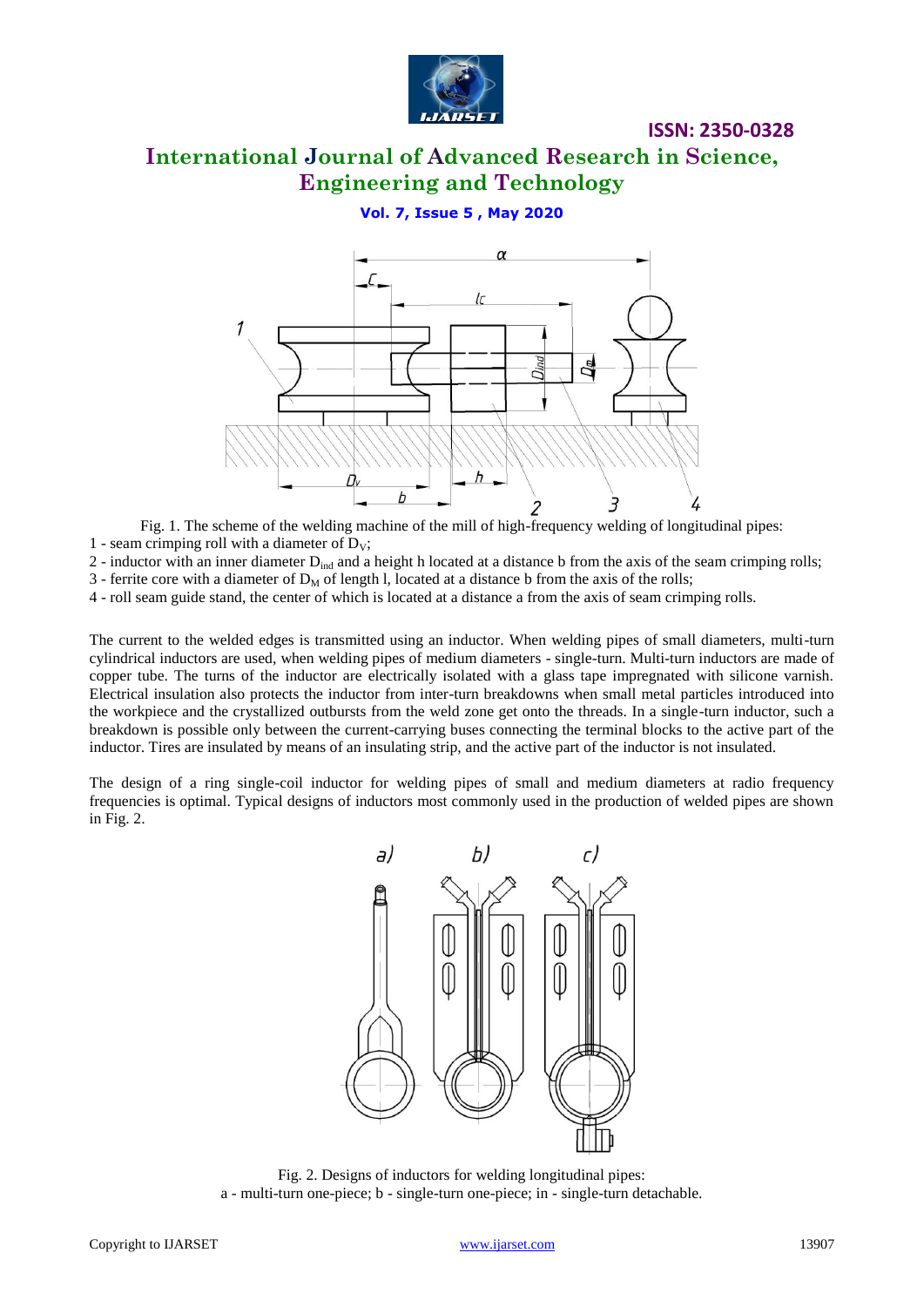Fig. 1. The scheme of the welding machine of the mill of high-frequency welding of longitudinal pipes:

1 - seam crimping roll with a diameter of $D_V$;

2 - inductor with an inner diameter $D_{ind}$ and a height h located at a distance b from the axis of the seam crimping rolls;

3 - ferrite core with a diameter of $D_M$ of length l, located at a distance b from the axis of the rolls;

4 - roll seam guide stand, the center of which is located at a distance a from the axis of seam crimping rolls.

The current to the welded edges is transmitted using an inductor. When welding pipes of small diameters, multi-turn cylindrical inductors are used, when welding pipes of medium diameters - single-turn. Multi-turn inductors are made of copper tube. The turns of the inductor are electrically isolated with a glass tape impregnated with silicone varnish. Electrical insulation also protects the inductor from inter-turn breakdowns when small metal particles introduced into the workpiece and the crystallized outbursts from the weld zone get onto the threads. In a single-turn inductor, such a breakdown is possible only between the current-carrying buses connecting the terminal blocks to the active part of the inductor. Tires are insulated by means of an insulating strip, and the active part of the inductor is not insulated.

The design of a ring single-coil inductor for welding pipes of small and medium diameters at radio frequency frequencies is optimal. Typical designs of inductors most commonly used in the production of welded pipes are shown in Fig. 2.

Fig. 2. Designs of inductors for welding longitudinal pipes:
a - multi-turn one-piece; b - single-turn one-piece; in - single-turn detachable.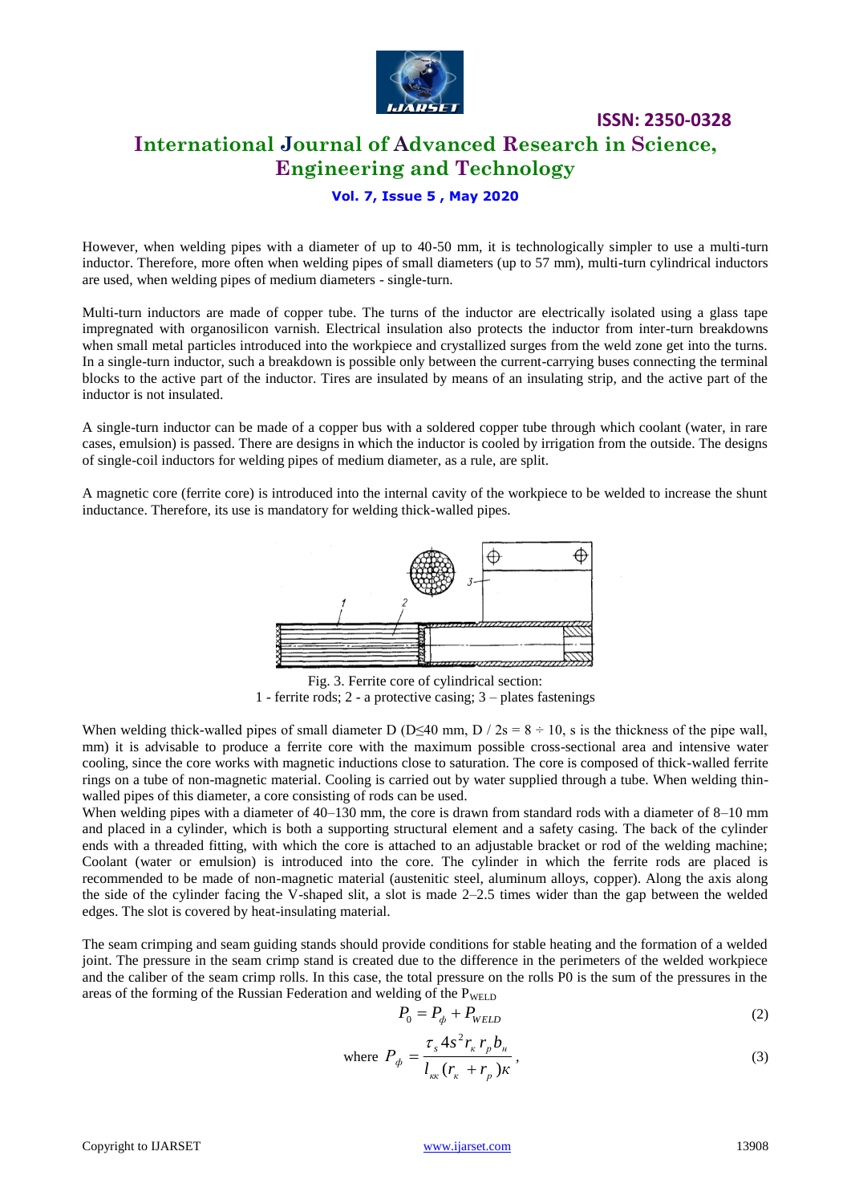However, when welding pipes with a diameter of up to 40-50 mm, it is technologically simpler to use a multi-turn inductor. Therefore, more often when welding pipes of small diameters (up to 57 mm), multi-turn cylindrical inductors are used, when welding pipes of medium diameters - single-turn.

Multi-turn inductors are made of copper tube. The turns of the inductor are electrically isolated using a glass tape impregnated with organosilicon varnish. Electrical insulation also protects the inductor from inter-turn breakdowns when small metal particles introduced into the workpiece and crystallized surges from the weld zone get into the turns. In a single-turn inductor, such a breakdown is possible only between the current-carrying buses connecting the terminal blocks to the active part of the inductor. Tires are insulated by means of an insulating strip, and the active part of the inductor is not insulated.

A single-turn inductor can be made of a copper bus with a soldered copper tube through which coolant (water, in rare cases, emulsion) is passed. There are designs in which the inductor is cooled by irrigation from the outside. The designs of single-coil inductors for welding pipes of medium diameter, as a rule, are split.

A magnetic core (ferrite core) is introduced into the internal cavity of the workpiece to be welded to increase the shunt inductance. Therefore, its use is mandatory for welding thick-walled pipes.

Fig. 3. Ferrite core of cylindrical section:
1 - ferrite rods; 2 - a protective casing; 3 – plates fastenings

When welding thick-walled pipes of small diameter D (D≤40 mm, D / 2s = 8 ÷ 10, s is the thickness of the pipe wall, mm) it is advisable to produce a ferrite core with the maximum possible cross-sectional area and intensive water cooling, since the core works with magnetic inductions close to saturation. The core is composed of thick-walled ferrite rings on a tube of non-magnetic material. Cooling is carried out by water supplied through a tube. When welding thin-walled pipes of this diameter, a core consisting of rods can be used.
When welding pipes with a diameter of 40–130 mm, the core is drawn from standard rods with a diameter of 8–10 mm and placed in a cylinder, which is both a supporting structural element and a safety casing. The back of the cylinder ends with a threaded fitting, with which the core is attached to an adjustable bracket or rod of the welding machine; Coolant (water or emulsion) is introduced into the core. The cylinder in which the ferrite rods are placed is recommended to be made of non-magnetic material (austenitic steel, aluminum alloys, copper). Along the axis along the side of the cylinder facing the V-shaped slit, a slot is made 2–2.5 times wider than the gap between the welded edges. The slot is covered by heat-insulating material.

The seam crimping and seam guiding stands should provide conditions for stable heating and the formation of a welded joint. The pressure in the seam crimp stand is created due to the difference in the perimeters of the welded workpiece and the caliber of the seam crimp rolls. In this case, the total pressure on the rolls P0 is the sum of the pressures in the areas of the forming of the Russian Federation and welding of the $P_{WELD}$

$$P_0 = P_ф + P_{WELD} \tag{2}$$

where $$P_ф = \frac{\tau_s 4s^2 r_к r_р b_н}{l_{кк}(r_к + r_р)к}, \tag{3}$$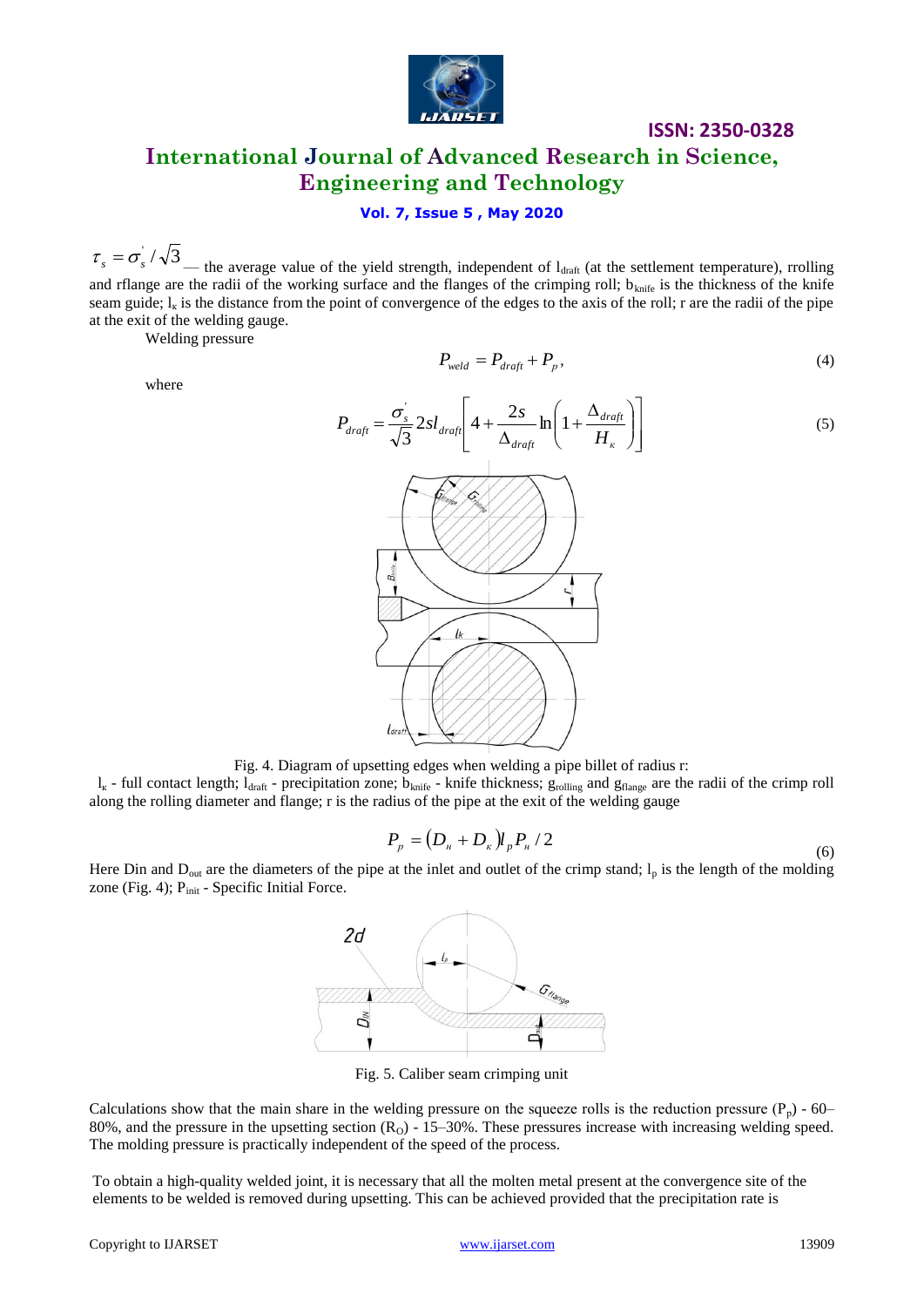$\tau_s = \sigma_s^{'} / \sqrt{3}$ — the average value of the yield strength, independent of $l_{draft}$ (at the settlement temperature), rrolling and rflange are the radii of the working surface and the flanges of the crimping roll; $b_{knife}$ is the thickness of the knife seam guide; $l_к$ is the distance from the point of convergence of the edges to the axis of the roll; r are the radii of the pipe at the exit of the welding gauge.

Welding pressure

$$P_{weld} = P_{draft} + P_p, \tag{4}$$

where

$$P_{draft} = \frac{\sigma_s^{'}}{\sqrt{3}} 2sl_{draft}\left[4 + \frac{2s}{\Delta_{draft}}\ln\left(1 + \frac{\Delta_{draft}}{H_к}\right)\right] \tag{5}$$

Fig. 4. Diagram of upsetting edges when welding a pipe billet of radius r:

$l_к$ - full contact length; $l_{draft}$ - precipitation zone; $b_{knife}$ - knife thickness; $g_{rolling}$ and $g_{flange}$ are the radii of the crimp roll along the rolling diameter and flange; r is the radius of the pipe at the exit of the welding gauge

$$P_p = (D_н + D_к)l_p P_н / 2 \tag{6}$$

Here Din and $D_{out}$ are the diameters of the pipe at the inlet and outlet of the crimp stand; $l_p$ is the length of the molding zone (Fig. 4); $P_{init}$ - Specific Initial Force.

Fig. 5. Caliber seam crimping unit

Calculations show that the main share in the welding pressure on the squeeze rolls is the reduction pressure ($P_p$) - 60–80%, and the pressure in the upsetting section ($R_O$) - 15–30%. These pressures increase with increasing welding speed. The molding pressure is practically independent of the speed of the process.

To obtain a high-quality welded joint, it is necessary that all the molten metal present at the convergence site of the elements to be welded is removed during upsetting. This can be achieved provided that the precipitation rate is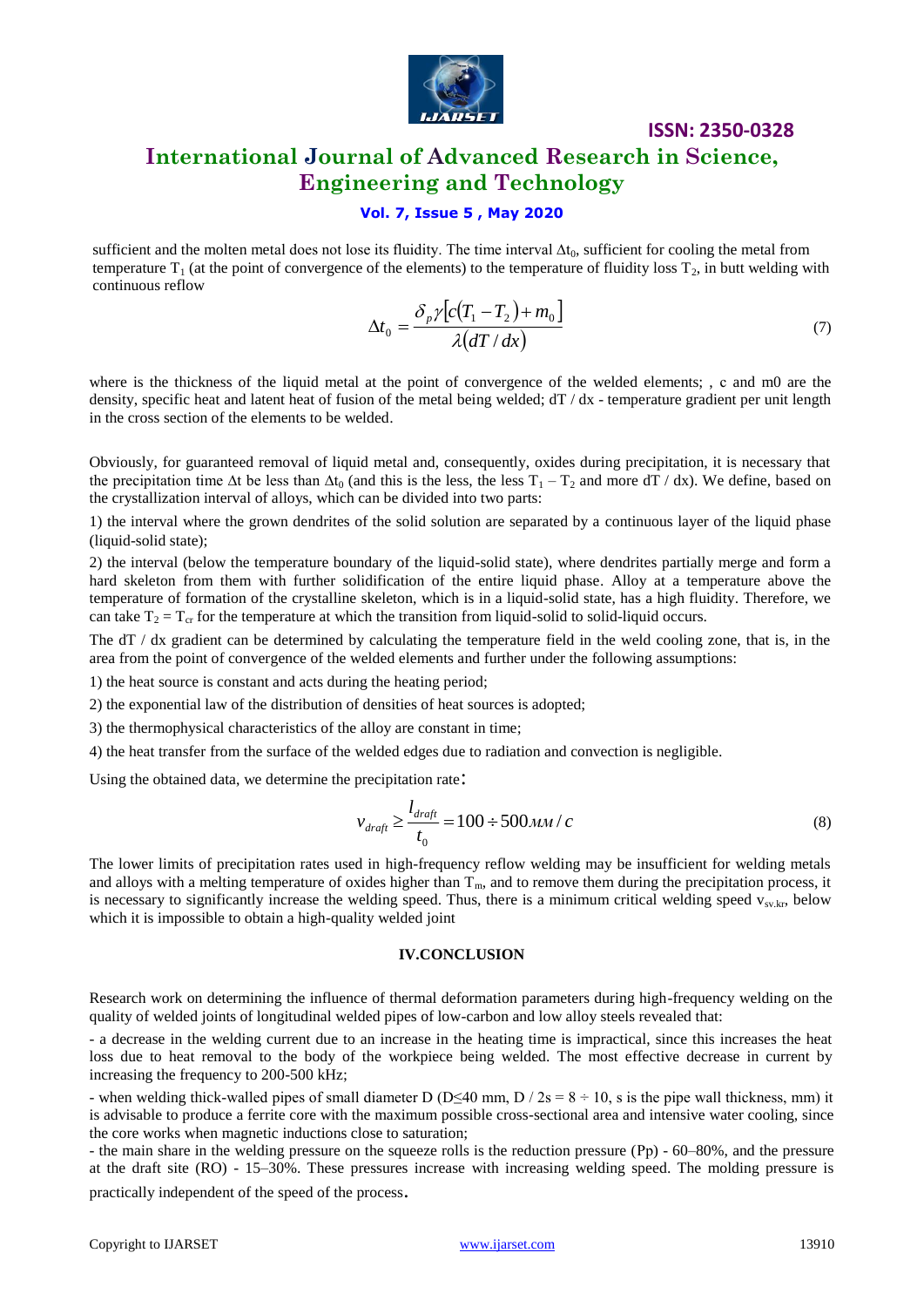sufficient and the molten metal does not lose its fluidity. The time interval $\Delta t_0$, sufficient for cooling the metal from temperature $T_1$ (at the point of convergence of the elements) to the temperature of fluidity loss $T_2$, in butt welding with continuous reflow

$$\Delta t_0 = \frac{\delta_p \gamma [c(T_1 - T_2) + m_0]}{\lambda (dT / dx)} \tag{7}$$

where is the thickness of the liquid metal at the point of convergence of the welded elements; , c and m0 are the density, specific heat and latent heat of fusion of the metal being welded; dT / dx - temperature gradient per unit length in the cross section of the elements to be welded.

Obviously, for guaranteed removal of liquid metal and, consequently, oxides during precipitation, it is necessary that the precipitation time $\Delta t$ be less than $\Delta t_0$ (and this is the less, the less $T_1 - T_2$ and more dT / dx). We define, based on the crystallization interval of alloys, which can be divided into two parts:

1) the interval where the grown dendrites of the solid solution are separated by a continuous layer of the liquid phase (liquid-solid state);

2) the interval (below the temperature boundary of the liquid-solid state), where dendrites partially merge and form a hard skeleton from them with further solidification of the entire liquid phase. Alloy at a temperature above the temperature of formation of the crystalline skeleton, which is in a liquid-solid state, has a high fluidity. Therefore, we can take $T_2 = T_{cr}$ for the temperature at which the transition from liquid-solid to solid-liquid occurs.

The dT / dx gradient can be determined by calculating the temperature field in the weld cooling zone, that is, in the area from the point of convergence of the welded elements and further under the following assumptions:

1) the heat source is constant and acts during the heating period;

2) the exponential law of the distribution of densities of heat sources is adopted;

3) the thermophysical characteristics of the alloy are constant in time;

4) the heat transfer from the surface of the welded edges due to radiation and convection is negligible.

Using the obtained data, we determine the precipitation rate:

$$v_{draft} \geq \frac{l_{draft}}{t_0} = 100 \div 500 \, мм / с \tag{8}$$

The lower limits of precipitation rates used in high-frequency reflow welding may be insufficient for welding metals and alloys with a melting temperature of oxides higher than $T_m$, and to remove them during the precipitation process, it is necessary to significantly increase the welding speed. Thus, there is a minimum critical welding speed $v_{sv.kr}$, below which it is impossible to obtain a high-quality welded joint

## IV.CONCLUSION

Research work on determining the influence of thermal deformation parameters during high-frequency welding on the quality of welded joints of longitudinal welded pipes of low-carbon and low alloy steels revealed that:

- a decrease in the welding current due to an increase in the heating time is impractical, since this increases the heat loss due to heat removal to the body of the workpiece being welded. The most effective decrease in current by increasing the frequency to 200-500 kHz;

- when welding thick-walled pipes of small diameter D (D≤40 mm, D / 2s = 8 ÷ 10, s is the pipe wall thickness, mm) it is advisable to produce a ferrite core with the maximum possible cross-sectional area and intensive water cooling, since the core works when magnetic inductions close to saturation;

- the main share in the welding pressure on the squeeze rolls is the reduction pressure (Pp) - 60–80%, and the pressure at the draft site (RO) - 15–30%. These pressures increase with increasing welding speed. The molding pressure is practically independent of the speed of the process.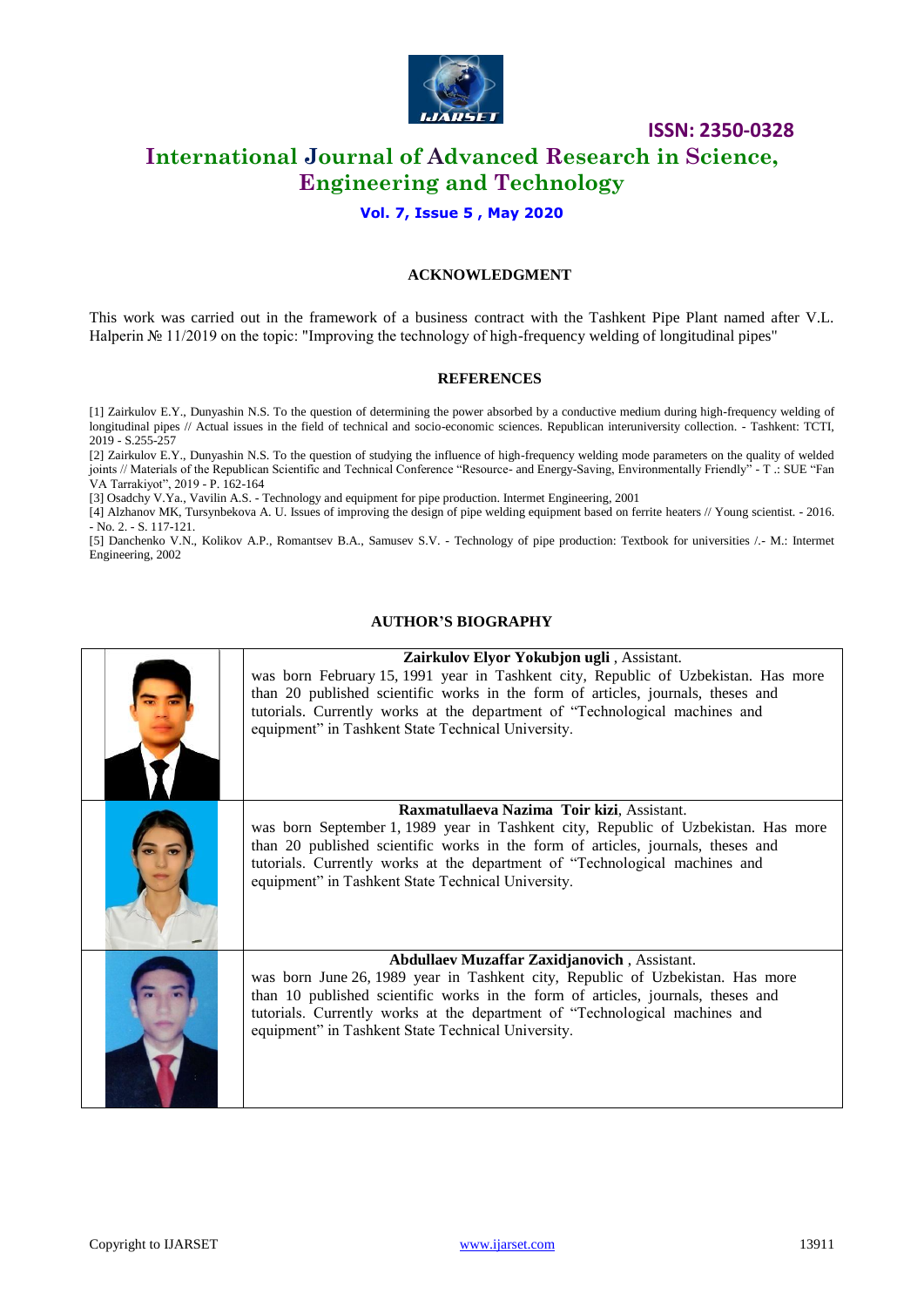## ACKNOWLEDGMENT

This work was carried out in the framework of a business contract with the Tashkent Pipe Plant named after V.L. Halperin № 11/2019 on the topic: "Improving the technology of high-frequency welding of longitudinal pipes"

## REFERENCES

[1] Zairkulov E.Y., Dunyashin N.S. To the question of determining the power absorbed by a conductive medium during high-frequency welding of longitudinal pipes // Actual issues in the field of technical and socio-economic sciences. Republican interuniversity collection. - Tashkent: TCTI, 2019 - S.255-257

[2] Zairkulov E.Y., Dunyashin N.S. To the question of studying the influence of high-frequency welding mode parameters on the quality of welded joints // Materials of the Republican Scientific and Technical Conference "Resource- and Energy-Saving, Environmentally Friendly" - T .: SUE "Fan VA Tarrakiyot", 2019 - P. 162-164

[3] Osadchy V.Ya., Vavilin A.S. - Technology and equipment for pipe production. Intermet Engineering, 2001

[4] Alzhanov MK, Tursynbekova A. U. Issues of improving the design of pipe welding equipment based on ferrite heaters // Young scientist. - 2016. - No. 2. - S. 117-121.

[5] Danchenko V.N., Kolikov A.P., Romantsev B.A., Samusev S.V. - Technology of pipe production: Textbook for universities /.- M.: Intermet Engineering, 2002

## AUTHOR'S BIOGRAPHY

| | |
|---|---|
| | **Zairkulov Elyor Yokubjon ugli** , Assistant. was born February 15, 1991 year in Tashkent city, Republic of Uzbekistan. Has more than 20 published scientific works in the form of articles, journals, theses and tutorials. Currently works at the department of "Technological machines and equipment" in Tashkent State Technical University. |
| | **Raxmatullaeva Nazima Toir kizi**, Assistant. was born September 1, 1989 year in Tashkent city, Republic of Uzbekistan. Has more than 20 published scientific works in the form of articles, journals, theses and tutorials. Currently works at the department of "Technological machines and equipment" in Tashkent State Technical University. |
| | **Abdullaev Muzaffar Zaxidjanovich** , Assistant. was born June 26, 1989 year in Tashkent city, Republic of Uzbekistan. Has more than 10 published scientific works in the form of articles, journals, theses and tutorials. Currently works at the department of "Technological machines and equipment" in Tashkent State Technical University. |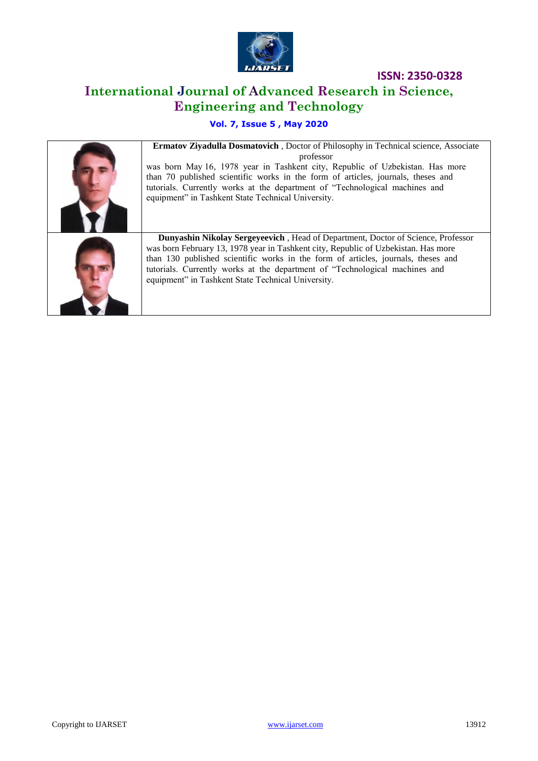| | |
|---|---|
| | **Ermatov Ziyadulla Dosmatovich** , Doctor of Philosophy in Technical science, Associate professor was born May 16, 1978 year in Tashkent city, Republic of Uzbekistan. Has more than 70 published scientific works in the form of articles, journals, theses and tutorials. Currently works at the department of "Technological machines and equipment" in Tashkent State Technical University. |
| | **Dunyashin Nikolay Sergeyeevich** , Head of Department, Doctor of Science, Professor was born February 13, 1978 year in Tashkent city, Republic of Uzbekistan. Has more than 130 published scientific works in the form of articles, journals, theses and tutorials. Currently works at the department of "Technological machines and equipment" in Tashkent State Technical University. |